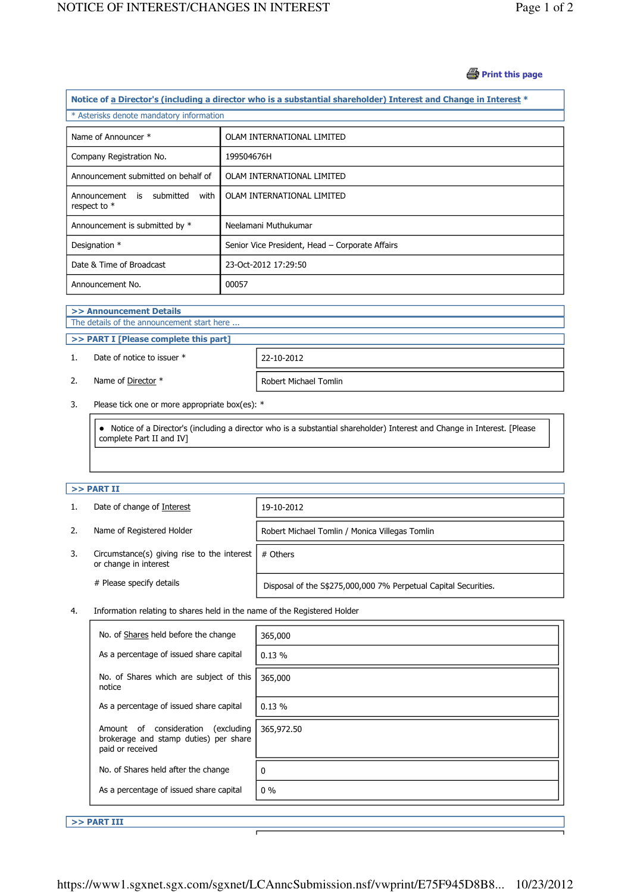Print this page

## Notice of a Director's (including a director who is a substantial shareholder) Interest and Change in Interest *

* Asterisks denote mandatory information

| | |
|---|---|
| Name of Announcer * | OLAM INTERNATIONAL LIMITED |
| Company Registration No. | 199504676H |
| Announcement submitted on behalf of | OLAM INTERNATIONAL LIMITED |
| Announcement is submitted with respect to * | OLAM INTERNATIONAL LIMITED |
| Announcement is submitted by * | Neelamani Muthukumar |
| Designation * | Senior Vice President, Head – Corporate Affairs |
| Date & Time of Broadcast | 23-Oct-2012 17:29:50 |
| Announcement No. | 00057 |

### >> Announcement Details

The details of the announcement start here ...

### >> PART I [Please complete this part]

| | | |
|---|---|---|
| 1. | Date of notice to issuer * | 22-10-2012 |
| 2. | Name of Director * | Robert Michael Tomlin |

3. Please tick one or more appropriate box(es): *

- Notice of a Director's (including a director who is a substantial shareholder) Interest and Change in Interest. [Please complete Part II and IV]

### >> PART II

| | | |
|---|---|---|
| 1. | Date of change of Interest | 19-10-2012 |
| 2. | Name of Registered Holder | Robert Michael Tomlin / Monica Villegas Tomlin |
| 3. | Circumstance(s) giving rise to the interest or change in interest | # Others |
| | # Please specify details | Disposal of the S$275,000,000 7% Perpetual Capital Securities. |

4. Information relating to shares held in the name of the Registered Holder

| | |
|---|---|
| No. of Shares held before the change | 365,000 |
| As a percentage of issued share capital | 0.13 % |
| No. of Shares which are subject of this notice | 365,000 |
| As a percentage of issued share capital | 0.13 % |
| Amount of consideration (excluding brokerage and stamp duties) per share paid or received | 365,972.50 |
| No. of Shares held after the change | 0 |
| As a percentage of issued share capital | 0 % |

### >> PART III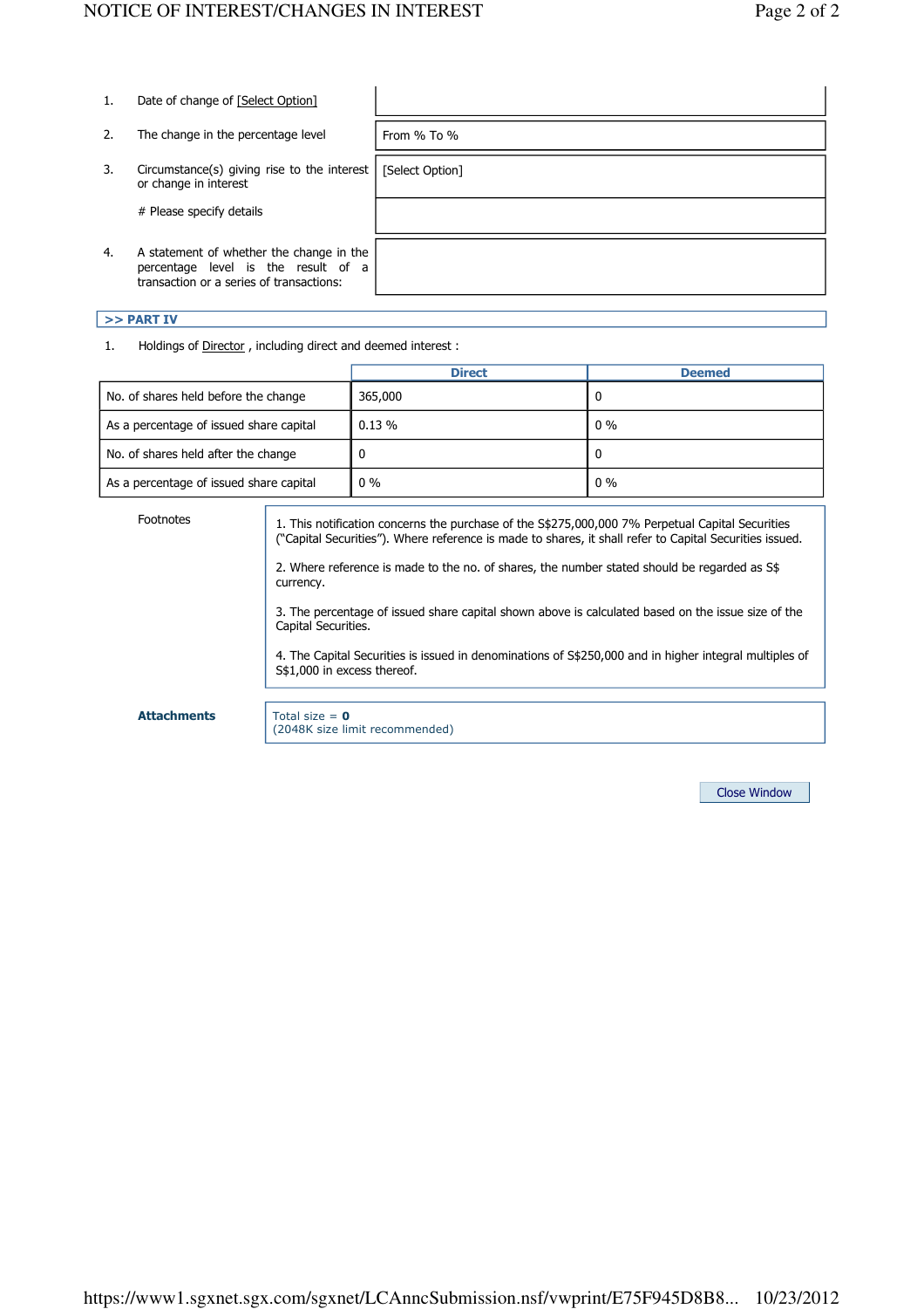| | | |
|---|---|---|
| 1. | Date of change of [Select Option] | |
| 2. | The change in the percentage level | From % To % |
| 3. | Circumstance(s) giving rise to the interest or change in interest | [Select Option] |
| | # Please specify details | |
| 4. | A statement of whether the change in the percentage level is the result of a transaction or a series of transactions: | |

## >> PART IV

1. Holdings of Director , including direct and deemed interest :

| | Direct | Deemed |
|---|---|---|
| No. of shares held before the change | 365,000 | 0 |
| As a percentage of issued share capital | 0.13 % | 0 % |
| No. of shares held after the change | 0 | 0 |
| As a percentage of issued share capital | 0 % | 0 % |

Footnotes

1. This notification concerns the purchase of the S$275,000,000 7% Perpetual Capital Securities ("Capital Securities"). Where reference is made to shares, it shall refer to Capital Securities issued.

2. Where reference is made to the no. of shares, the number stated should be regarded as S$ currency.

3. The percentage of issued share capital shown above is calculated based on the issue size of the Capital Securities.

4. The Capital Securities is issued in denominations of S$250,000 and in higher integral multiples of S$1,000 in excess thereof.

**Attachments**

Total size = **0**
(2048K size limit recommended)

Close Window